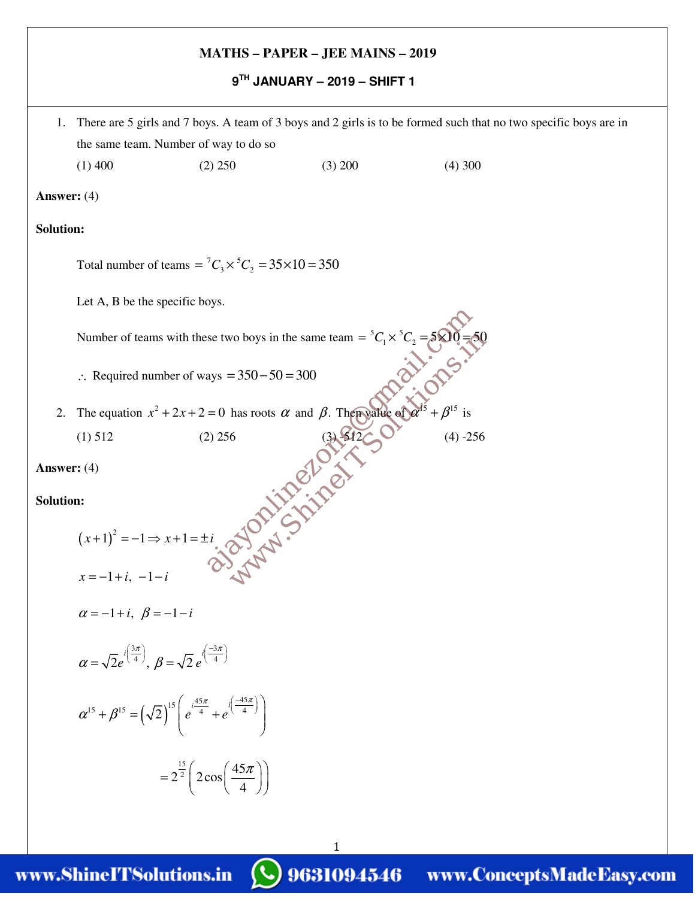**MATHS – PAPER – JEE MAINS – 2019**

**9[TH] JANUARY – 2019 – SHIFT 1**

1. There are 5 girls and 7 boys. A team of 3 boys and 2 girls is to be formed such that no two specific boys are in the same team. Number of way to do so

   (1) 400 (2) 250 (3) 200 (4) 300

**Answer:** (4)

**Solution:**

Total number of teams $= {}^7C_3 \times {}^5C_2 = 35 \times 10 = 350$

Let A, B be the specific boys.

Number of teams with these two boys in the same team $= {}^5C_1 \times {}^5C_2 = 5 \times 10 = 50$

$\therefore$ Required number of ways $= 350 - 50 = 300$

2. The equation $x^2 + 2x + 2 = 0$ has roots $\alpha$ and $\beta$. Then value of $\alpha^{15} + \beta^{15}$ is

   (1) 512 (2) 256 (3) -512 (4) -256

**Answer:** (4)

**Solution:**

$$(x+1)^2 = -1 \Rightarrow x + 1 = \pm i$$

$$x = -1 + i,\ -1 - i$$

$$\alpha = -1 + i,\ \beta = -1 - i$$

$$\alpha = \sqrt{2}e^{i\left(\frac{3\pi}{4}\right)},\ \beta = \sqrt{2}\,e^{i\left(\frac{-3\pi}{4}\right)}$$

$$\alpha^{15} + \beta^{15} = \left(\sqrt{2}\right)^{15}\left(e^{i\frac{45\pi}{4}} + e^{i\left(\frac{-45\pi}{4}\right)}\right)$$

$$= 2^{\frac{15}{2}}\left(2\cos\left(\frac{45\pi}{4}\right)\right)$$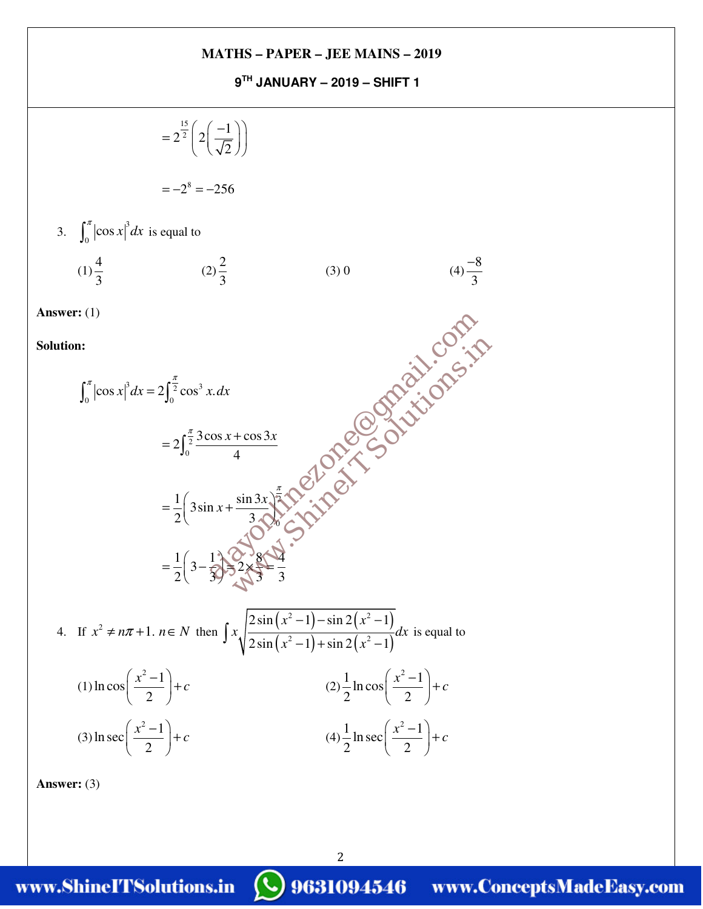$$= 2^{\frac{15}{2}}\left(2\left(\frac{-1}{\sqrt{2}}\right)\right)$$

$$= -2^8 = -256$$

3. $\int_0^{\pi} |\cos x|^3 dx$ is equal to

(1) $\frac{4}{3}$ (2) $\frac{2}{3}$ (3) 0 (4) $\frac{-8}{3}$

**Answer:** (1)

**Solution:**

$$\int_0^{\pi} |\cos x|^3 dx = 2\int_0^{\frac{\pi}{2}} \cos^3 x.dx$$

$$= 2\int_0^{\frac{\pi}{2}} \frac{3\cos x + \cos 3x}{4}$$

$$= \frac{1}{2}\left(3\sin x + \frac{\sin 3x}{3}\right)_0^{\frac{\pi}{2}}$$

$$= \frac{1}{2}\left(3 - \frac{1}{3}\right) = 2 \times \frac{8}{3} = \frac{4}{3}$$

4. If $x^2 \neq n\pi + 1.\ n \in N$ then $\int x\sqrt{\frac{2\sin(x^2-1) - \sin 2(x^2-1)}{2\sin(x^2-1) + \sin 2(x^2-1)}}dx$ is equal to

(1) $\ln \cos\left(\frac{x^2-1}{2}\right) + c$ (2) $\frac{1}{2}\ln \cos\left(\frac{x^2-1}{2}\right) + c$

(3) $\ln \sec\left(\frac{x^2-1}{2}\right) + c$ (4) $\frac{1}{2}\ln \sec\left(\frac{x^2-1}{2}\right) + c$

**Answer:** (3)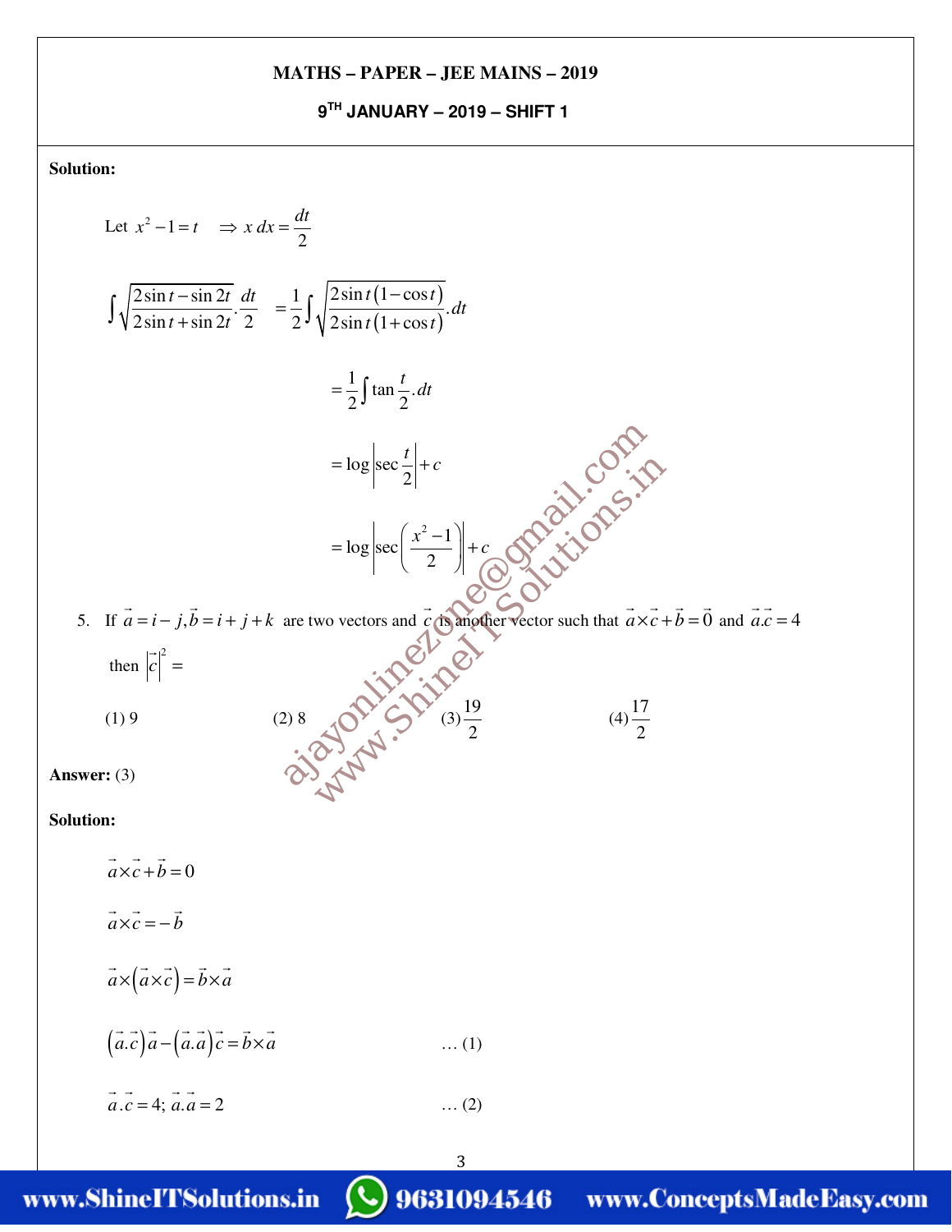**Solution:**

Let $x^2 - 1 = t \quad \Rightarrow x\,dx = \dfrac{dt}{2}$

$$\int \sqrt{\frac{2\sin t - \sin 2t}{2\sin t + \sin 2t}}.\frac{dt}{2} \quad = \frac{1}{2}\int \sqrt{\frac{2\sin t(1-\cos t)}{2\sin t(1+\cos t)}}.dt$$

$$= \frac{1}{2}\int \tan\frac{t}{2}.dt$$

$$= \log\left|\sec\frac{t}{2}\right| + c$$

$$= \log\left|\sec\left(\frac{x^2-1}{2}\right)\right| + c$$

5. If $\vec{a} = i - j, \vec{b} = i + j + k$ are two vectors and $\vec{c}$ is another vector such that $\vec{a}\times\vec{c}+\vec{b}=\vec{0}$ and $\vec{a}.\vec{c}=4$ then $\left|\vec{c}\right|^2 =$

   (1) 9 (2) 8 (3) $\dfrac{19}{2}$ (4) $\dfrac{17}{2}$

**Answer:** (3)

**Solution:**

$$\vec{a}\times\vec{c}+\vec{b}=0$$

$$\vec{a}\times\vec{c}=-\vec{b}$$

$$\vec{a}\times\left(\vec{a}\times\vec{c}\right)=\vec{b}\times\vec{a}$$

$$\left(\vec{a}.\vec{c}\right)\vec{a}-\left(\vec{a}.\vec{a}\right)\vec{c}=\vec{b}\times\vec{a} \qquad \ldots (1)$$

$$\vec{a}.\vec{c}=4;\ \vec{a}.\vec{a}=2 \qquad \ldots (2)$$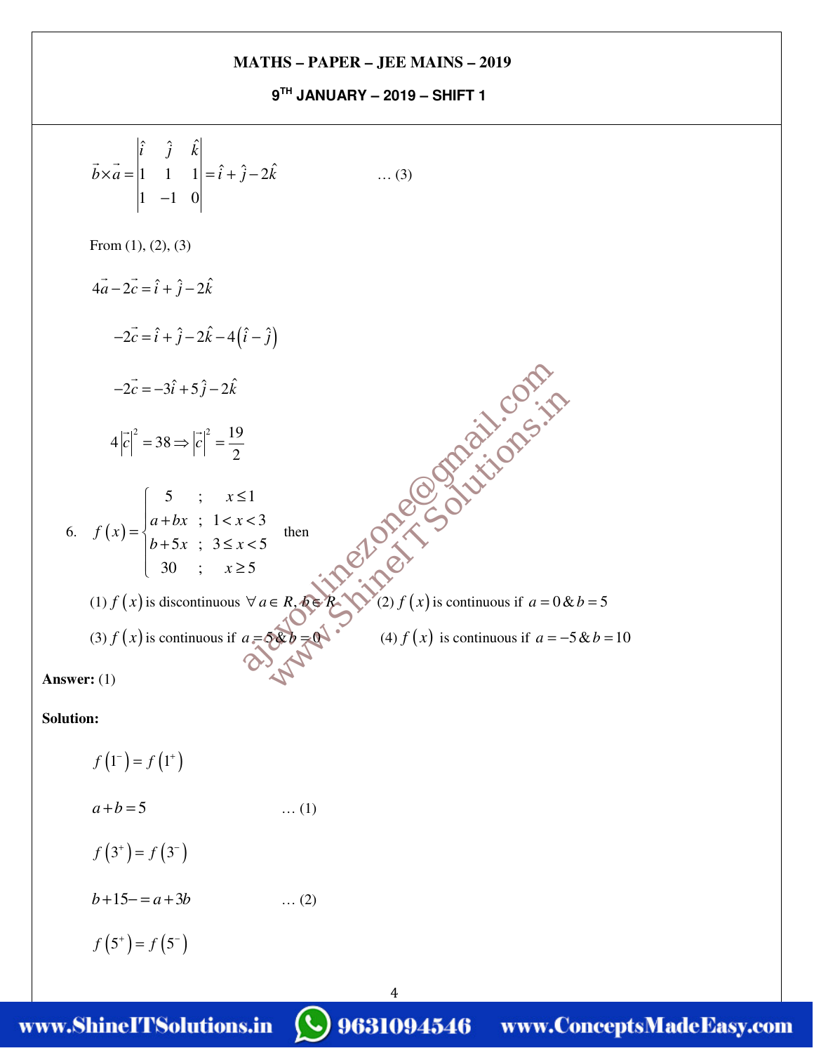$$\vec{b}\times\vec{a}=\begin{vmatrix}\hat{i} & \hat{j} & \hat{k}\\ 1 & 1 & 1\\ 1 & -1 & 0\end{vmatrix}=\hat{i}+\hat{j}-2\hat{k} \quad \ldots (3)$$

From (1), (2), (3)

$$4\vec{a}-2\vec{c}=\hat{i}+\hat{j}-2\hat{k}$$

$$-2\vec{c}=\hat{i}+\hat{j}-2\hat{k}-4\left(\hat{i}-\hat{j}\right)$$

$$-2\vec{c}=-3\hat{i}+5\hat{j}-2\hat{k}$$

$$4\left|\vec{c}\right|^2=38\Rightarrow\left|\vec{c}\right|^2=\frac{19}{2}$$

6. $f(x)=\begin{cases}5 & ; \quad x\le 1\\ a+bx & ; \quad 1<x<3\\ b+5x & ; \quad 3\le x<5\\ 30 & ; \quad x\ge 5\end{cases}$ then

(1) $f(x)$ is discontinuous $\forall a\in R, b\in R$

(2) $f(x)$ is continuous if $a=0\ \&\ b=5$

(3) $f(x)$ is continuous if $a=5\ \&\ b=0$

(4) $f(x)$ is continuous if $a=-5\ \&\ b=10$

**Answer:** (1)

**Solution:**

$$f\left(1^-\right)=f\left(1^+\right)$$

$$a+b=5 \quad \ldots (1)$$

$$f\left(3^+\right)=f\left(3^-\right)$$

$$b+15-=a+3b \quad \ldots (2)$$

$$f\left(5^+\right)=f\left(5^-\right)$$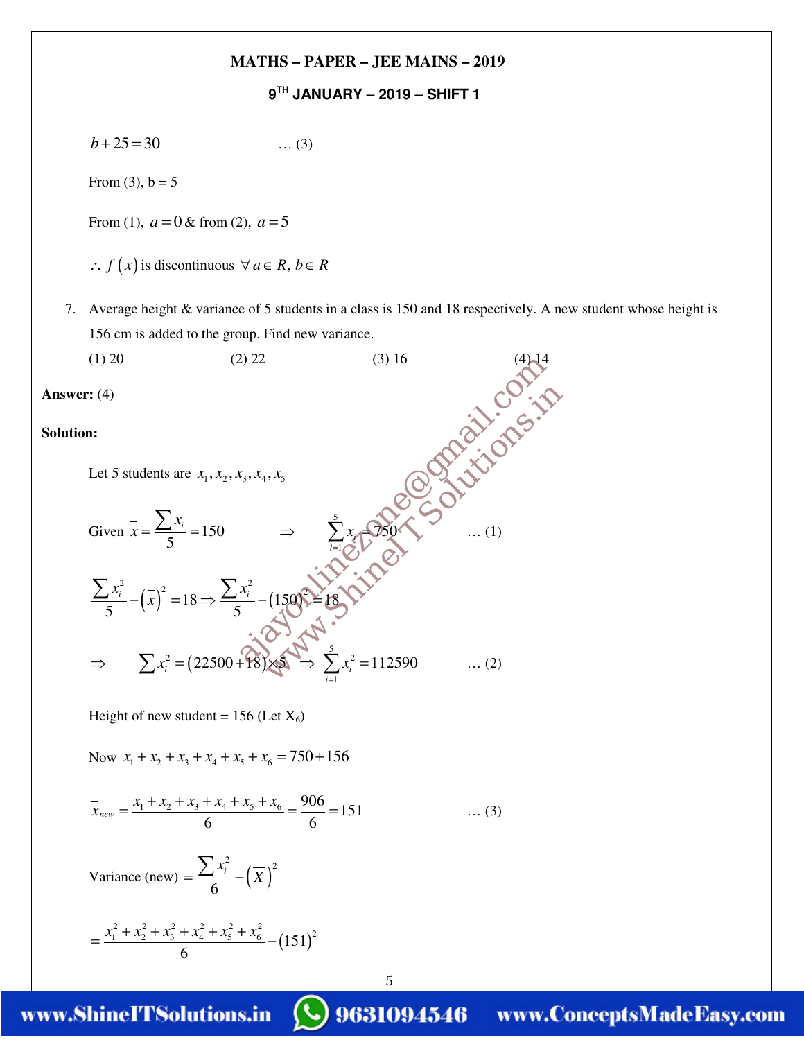$b + 25 = 30 \qquad \ldots (3)$

From (3), b = 5

From (1), $a = 0$ & from (2), $a = 5$

$\therefore f(x)$ is discontinuous $\forall\, a \in R,\ b \in R$

7. Average height & variance of 5 students in a class is 150 and 18 respectively. A new student whose height is 156 cm is added to the group. Find new variance.

   (1) 20 (2) 22 (3) 16 (4) 14

**Answer:** (4)

**Solution:**

Let 5 students are $x_1, x_2, x_3, x_4, x_5$

Given $\bar{x} = \frac{\sum x_i}{5} = 150 \quad \Rightarrow \quad \sum_{i=1}^{5} x_i = 750 \qquad \ldots (1)$

$$\frac{\sum x_i^2}{5} - \left(\bar{x}\right)^2 = 18 \Rightarrow \frac{\sum x_i^2}{5} - (150)^2 = 18$$

$$\Rightarrow \quad \sum x_i^2 = (22500 + 18) \times 5 \ \Rightarrow \ \sum_{i=1}^{5} x_i^2 = 112590 \qquad \ldots (2)$$

Height of new student = 156 (Let $X_6$)

Now $x_1 + x_2 + x_3 + x_4 + x_5 + x_6 = 750 + 156$

$$\bar{x}_{new} = \frac{x_1 + x_2 + x_3 + x_4 + x_5 + x_6}{6} = \frac{906}{6} = 151 \qquad \ldots (3)$$

$$\text{Variance (new)} = \frac{\sum x_i^2}{6} - \left(\overline{X}\right)^2$$

$$= \frac{x_1^2 + x_2^2 + x_3^2 + x_4^2 + x_5^2 + x_6^2}{6} - (151)^2$$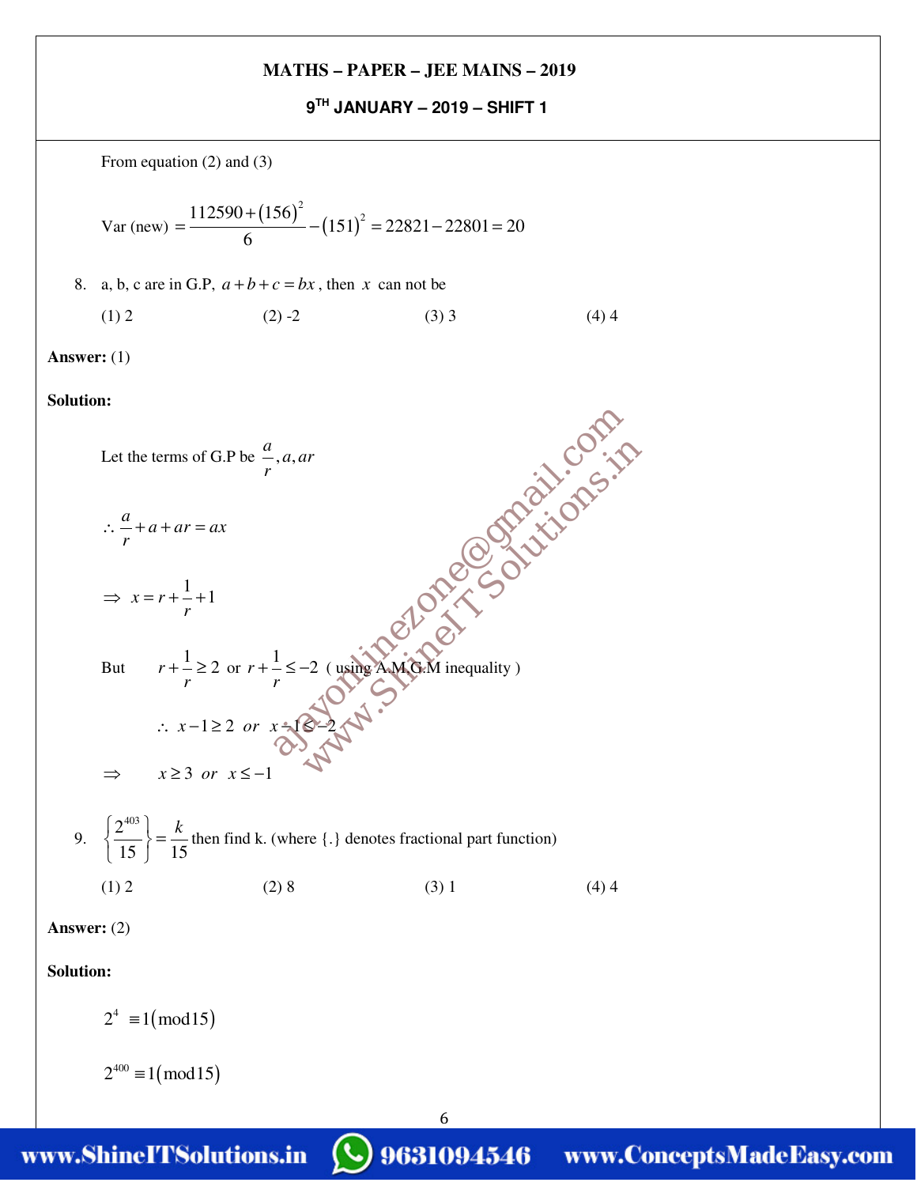From equation (2) and (3)

$$\text{Var (new)} = \frac{112590 + (156)^2}{6} - (151)^2 = 22821 - 22801 = 20$$

8. a, b, c are in G.P, $a + b + c = bx$, then $x$ can not be

(1) 2 (2) -2 (3) 3 (4) 4

**Answer:** (1)

**Solution:**

Let the terms of G.P be $\frac{a}{r}, a, ar$

$$\therefore \frac{a}{r} + a + ar = ax$$

$$\Rightarrow x = r + \frac{1}{r} + 1$$

But $r + \frac{1}{r} \geq 2$ or $r + \frac{1}{r} \leq -2$ ( using A.M.G.M inequality )

$$\therefore x - 1 \geq 2 \ \ or \ \ x - 1 \leq -2$$

$$\Rightarrow \quad x \geq 3 \ \ or \ \ x \leq -1$$

9. $\left\{\frac{2^{403}}{15}\right\} = \frac{k}{15}$ then find k. (where {.} denotes fractional part function)

(1) 2 (2) 8 (3) 1 (4) 4

**Answer:** (2)

**Solution:**

$$2^4 \equiv 1(\text{mod}15)$$

$$2^{400} \equiv 1(\text{mod}15)$$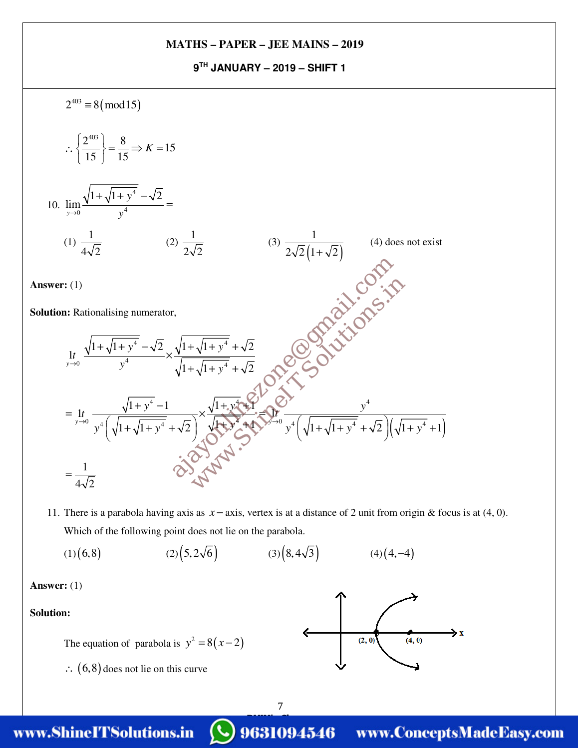$$2^{403} \equiv 8(\text{mod}15)$$

$$\therefore \left\{\frac{2^{403}}{15}\right\} = \frac{8}{15} \Rightarrow K = 15$$

10. $\lim\limits_{y \to 0} \dfrac{\sqrt{1+\sqrt{1+y^4}} - \sqrt{2}}{y^4} =$

(1) $\dfrac{1}{4\sqrt{2}}$ (2) $\dfrac{1}{2\sqrt{2}}$ (3) $\dfrac{1}{2\sqrt{2}\left(1+\sqrt{2}\right)}$ (4) does not exist

**Answer:** (1)

**Solution:** Rationalising numerator,

$$\lim_{y \to 0} \frac{\sqrt{1+\sqrt{1+y^4}} - \sqrt{2}}{y^4} \times \frac{\sqrt{1+\sqrt{1+y^4}} + \sqrt{2}}{\sqrt{1+\sqrt{1+y^4}} + \sqrt{2}}$$

$$= \lim_{y \to 0} \frac{\sqrt{1+y^4} - 1}{y^4\left(\sqrt{1+\sqrt{1+y^4}} + \sqrt{2}\right)} \times \frac{\sqrt{1+y^4}+1}{\sqrt{1+y^4}+1} = \lim_{y \to 0} \frac{y^4}{y^4\left(\sqrt{1+\sqrt{1+y^4}} + \sqrt{2}\right)\left(\sqrt{1+y^4}+1\right)}$$

$$= \frac{1}{4\sqrt{2}}$$

11. There is a parabola having axis as $x-$axis, vertex is at a distance of 2 unit from origin & focus is at (4, 0). Which of the following point does not lie on the parabola.

(1) $(6,8)$ (2) $\left(5, 2\sqrt{6}\right)$ (3) $\left(8, 4\sqrt{3}\right)$ (4) $(4,-4)$

**Answer:** (1)

**Solution:**

The equation of parabola is $y^2 = 8(x-2)$

$\therefore$ $(6,8)$ does not lie on this curve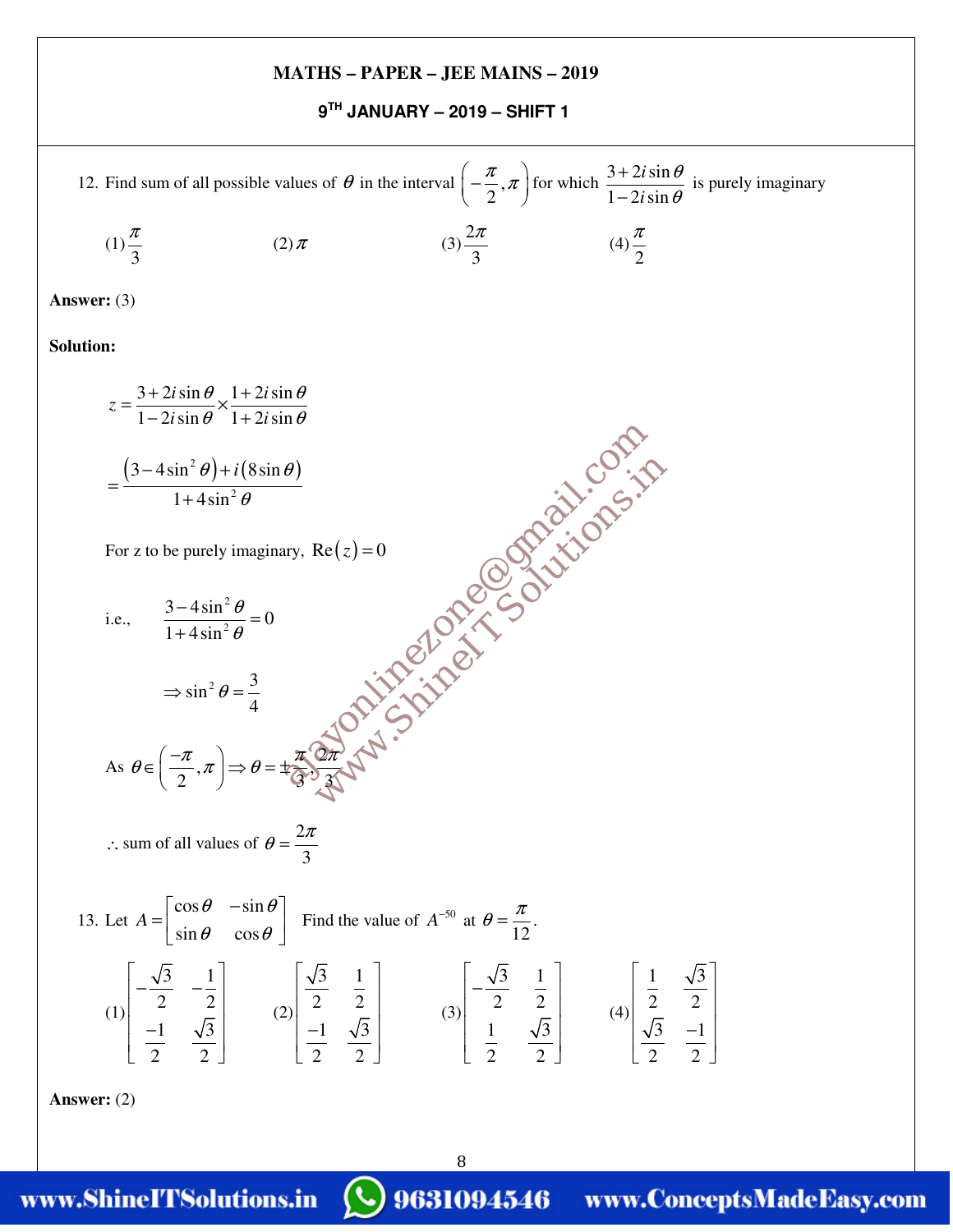12. Find sum of all possible values of $\theta$ in the interval $\left(-\frac{\pi}{2},\pi\right)$ for which $\frac{3+2i\sin\theta}{1-2i\sin\theta}$ is purely imaginary

(1) $\frac{\pi}{3}$ (2) $\pi$ (3) $\frac{2\pi}{3}$ (4) $\frac{\pi}{2}$

**Answer:** (3)

**Solution:**

$$z=\frac{3+2i\sin\theta}{1-2i\sin\theta}\times\frac{1+2i\sin\theta}{1+2i\sin\theta}$$

$$=\frac{\left(3-4\sin^2\theta\right)+i\left(8\sin\theta\right)}{1+4\sin^2\theta}$$

For z to be purely imaginary, $\text{Re}(z)=0$

i.e., $\frac{3-4\sin^2\theta}{1+4\sin^2\theta}=0$

$$\Rightarrow \sin^2\theta=\frac{3}{4}$$

As $\theta\in\left(\frac{-\pi}{2},\pi\right)\Rightarrow\theta=\pm\frac{\pi}{3},\frac{2\pi}{3}$

$\therefore$ sum of all values of $\theta=\frac{2\pi}{3}$

13. Let $A=\begin{bmatrix}\cos\theta & -\sin\theta\\ \sin\theta & \cos\theta\end{bmatrix}$ Find the value of $A^{-50}$ at $\theta=\frac{\pi}{12}$.

(1) $\begin{bmatrix}-\frac{\sqrt{3}}{2} & -\frac{1}{2}\\ \frac{-1}{2} & \frac{\sqrt{3}}{2}\end{bmatrix}$ (2) $\begin{bmatrix}\frac{\sqrt{3}}{2} & \frac{1}{2}\\ \frac{-1}{2} & \frac{\sqrt{3}}{2}\end{bmatrix}$ (3) $\begin{bmatrix}-\frac{\sqrt{3}}{2} & \frac{1}{2}\\ \frac{1}{2} & \frac{\sqrt{3}}{2}\end{bmatrix}$ (4) $\begin{bmatrix}\frac{1}{2} & \frac{\sqrt{3}}{2}\\ \frac{\sqrt{3}}{2} & \frac{-1}{2}\end{bmatrix}$

**Answer:** (2)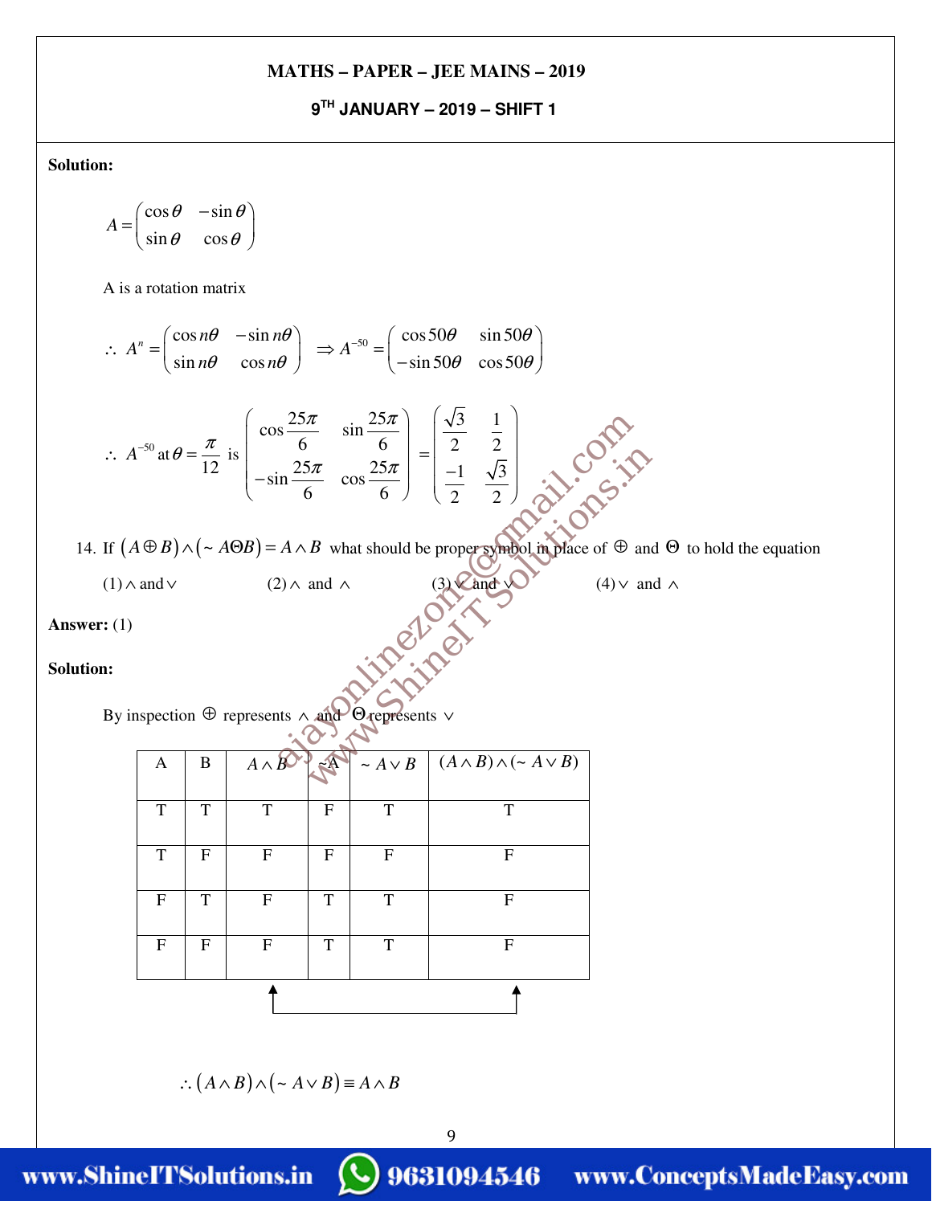**Solution:**

$$A = \begin{pmatrix} \cos\theta & -\sin\theta \\ \sin\theta & \cos\theta \end{pmatrix}$$

A is a rotation matrix

$$\therefore\ A^n = \begin{pmatrix} \cos n\theta & -\sin n\theta \\ \sin n\theta & \cos n\theta \end{pmatrix} \ \Rightarrow A^{-50} = \begin{pmatrix} \cos 50\theta & \sin 50\theta \\ -\sin 50\theta & \cos 50\theta \end{pmatrix}$$

$$\therefore\ A^{-50} \text{ at } \theta = \frac{\pi}{12} \text{ is } \begin{pmatrix} \cos\frac{25\pi}{6} & \sin\frac{25\pi}{6} \\ -\sin\frac{25\pi}{6} & \cos\frac{25\pi}{6} \end{pmatrix} = \begin{pmatrix} \frac{\sqrt{3}}{2} & \frac{1}{2} \\ \frac{-1}{2} & \frac{\sqrt{3}}{2} \end{pmatrix}$$

14. If $(A \oplus B) \wedge (\sim A \Theta B) = A \wedge B$ what should be proper symbol in place of $\oplus$ and $\Theta$ to hold the equation

(1) $\wedge$ and $\vee$ (2) $\wedge$ and $\wedge$ (3) $\vee$ and $\vee$ (4) $\vee$ and $\wedge$

**Answer:** (1)

**Solution:**

By inspection $\oplus$ represents $\wedge$ and $\Theta$ represents $\vee$

| A | B | $A \wedge B$ | ~A | $\sim A \vee B$ | $(A \wedge B) \wedge (\sim A \vee B)$ |
|---|---|---|---|---|---|
| T | T | T | F | T | T |
| T | F | F | F | F | F |
| F | T | F | T | T | F |
| F | F | F | T | T | F |

$$\therefore (A \wedge B) \wedge (\sim A \vee B) \equiv A \wedge B$$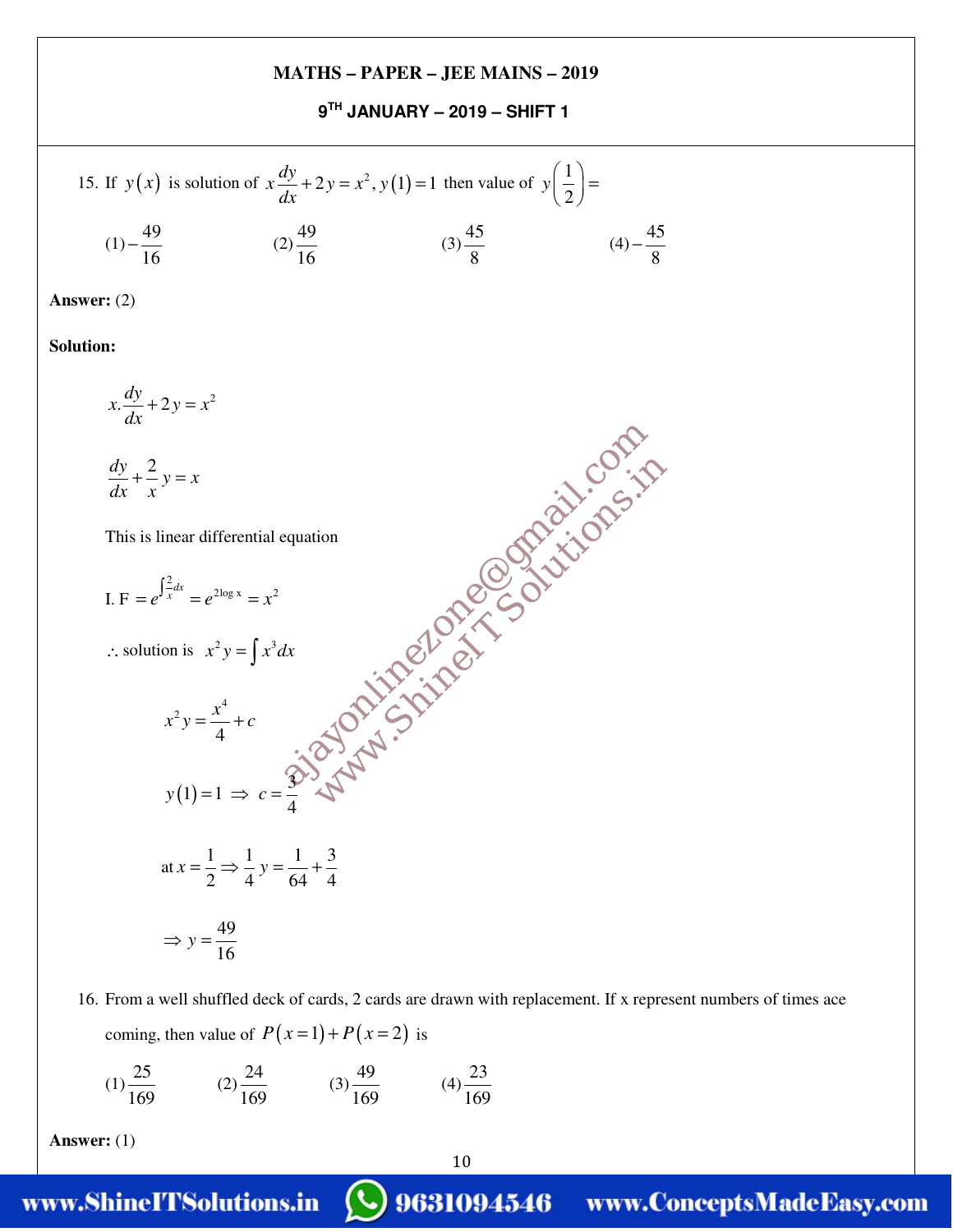15. If $y(x)$ is solution of $x\frac{dy}{dx}+2y=x^2, y(1)=1$ then value of $y\left(\frac{1}{2}\right)=$

(1) $-\frac{49}{16}$ (2) $\frac{49}{16}$ (3) $\frac{45}{8}$ (4) $-\frac{45}{8}$

**Answer:** (2)

**Solution:**

$$x.\frac{dy}{dx}+2y=x^2$$

$$\frac{dy}{dx}+\frac{2}{x}y=x$$

This is linear differential equation

$$\text{I. F}=e^{\int\frac{2}{x}dx}=e^{2\log x}=x^2$$

$$\therefore \text{ solution is } \quad x^2y=\int x^3dx$$

$$x^2y=\frac{x^4}{4}+c$$

$$y(1)=1 \Rightarrow c=\frac{3}{4}$$

$$\text{at } x=\frac{1}{2}\Rightarrow \frac{1}{4}y=\frac{1}{64}+\frac{3}{4}$$

$$\Rightarrow y=\frac{49}{16}$$

16. From a well shuffled deck of cards, 2 cards are drawn with replacement. If x represent numbers of times ace coming, then value of $P(x=1)+P(x=2)$ is

(1) $\frac{25}{169}$ (2) $\frac{24}{169}$ (3) $\frac{49}{169}$ (4) $\frac{23}{169}$

**Answer:** (1)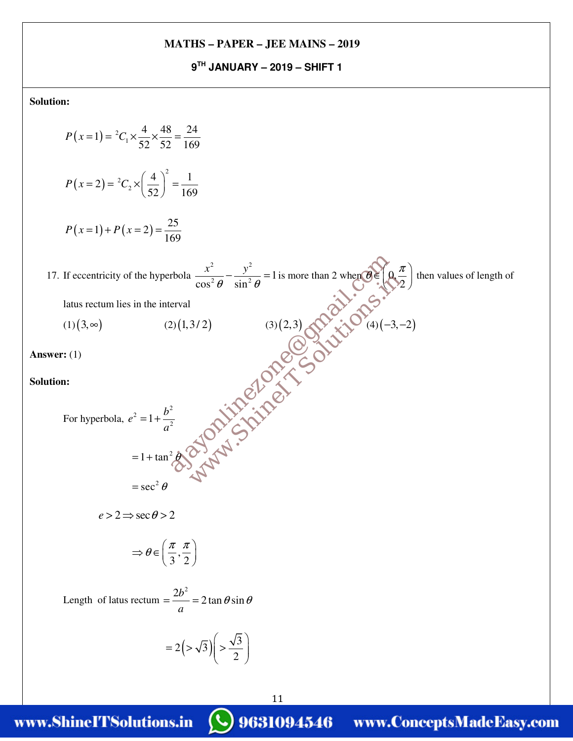**Solution:**

$$P(x=1) = {}^2C_1 \times \frac{4}{52} \times \frac{48}{52} = \frac{24}{169}$$

$$P(x=2) = {}^2C_2 \times \left(\frac{4}{52}\right)^2 = \frac{1}{169}$$

$$P(x=1) + P(x=2) = \frac{25}{169}$$

17. If eccentricity of the hyperbola $\frac{x^2}{\cos^2\theta} - \frac{y^2}{\sin^2\theta} = 1$ is more than 2 when $\theta \in \left(0, \frac{\pi}{2}\right)$ then values of length of latus rectum lies in the interval

(1) $(3, \infty)$ (2) $(1, 3/2)$ (3) $(2, 3)$ (4) $(-3, -2)$

**Answer:** (1)

**Solution:**

For hyperbola, $e^2 = 1 + \frac{b^2}{a^2}$

$$= 1 + \tan^2\theta$$

$$= \sec^2\theta$$

$$e > 2 \Rightarrow \sec\theta > 2$$

$$\Rightarrow \theta \in \left(\frac{\pi}{3}, \frac{\pi}{2}\right)$$

Length of latus rectum $= \frac{2b^2}{a} = 2\tan\theta\sin\theta$

$$= 2\left(>\sqrt{3}\right)\left(>\frac{\sqrt{3}}{2}\right)$$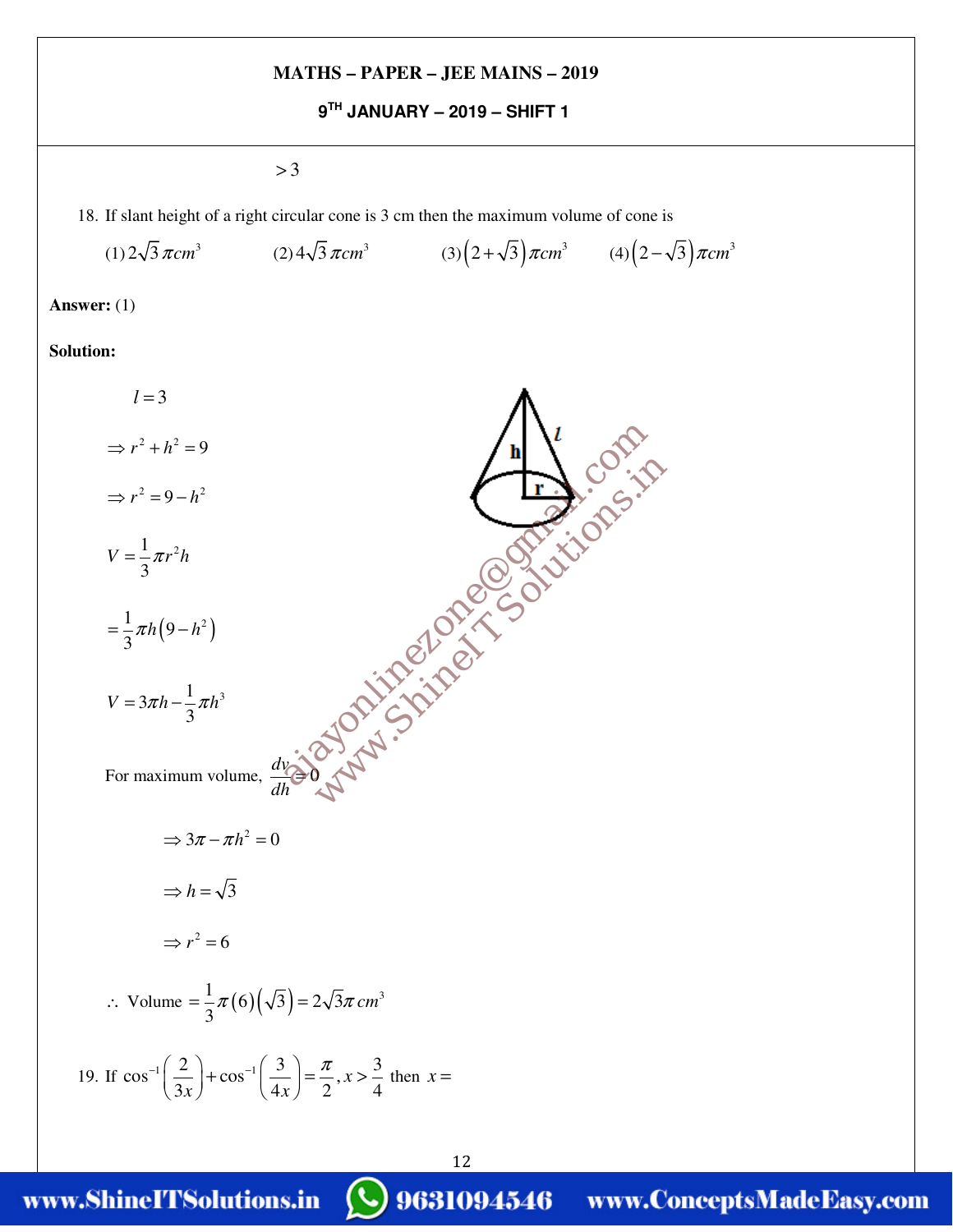$> 3$

18. If slant height of a right circular cone is 3 cm then the maximum volume of cone is

(1) $2\sqrt{3}\,\pi cm^3$ (2) $4\sqrt{3}\,\pi cm^3$ (3) $\left(2+\sqrt{3}\right)\pi cm^3$ (4) $\left(2-\sqrt{3}\right)\pi cm^3$

**Answer:** (1)

**Solution:**

$l = 3$

$\Rightarrow r^2 + h^2 = 9$

$\Rightarrow r^2 = 9 - h^2$

$V = \dfrac{1}{3}\pi r^2 h$

$= \dfrac{1}{3}\pi h\left(9 - h^2\right)$

$V = 3\pi h - \dfrac{1}{3}\pi h^3$

For maximum volume, $\dfrac{dv}{dh} = 0$

$\Rightarrow 3\pi - \pi h^2 = 0$

$\Rightarrow h = \sqrt{3}$

$\Rightarrow r^2 = 6$

$\therefore$ Volume $= \dfrac{1}{3}\pi(6)\left(\sqrt{3}\right) = 2\sqrt{3}\pi\, cm^3$

19. If $\cos^{-1}\left(\dfrac{2}{3x}\right) + \cos^{-1}\left(\dfrac{3}{4x}\right) = \dfrac{\pi}{2}, x > \dfrac{3}{4}$ then $x =$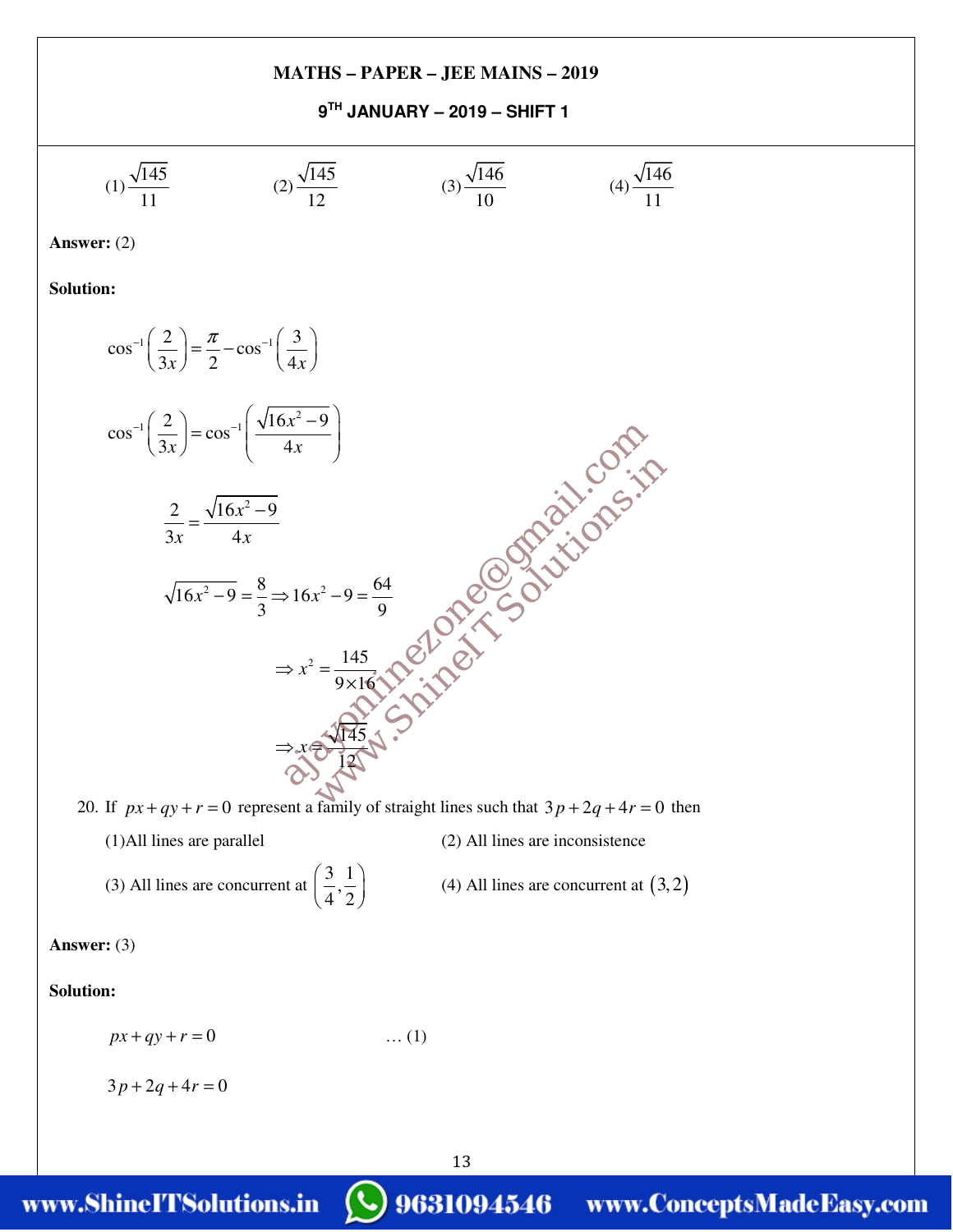(1) $\frac{\sqrt{145}}{11}$ (2) $\frac{\sqrt{145}}{12}$ (3) $\frac{\sqrt{146}}{10}$ (4) $\frac{\sqrt{146}}{11}$

**Answer:** (2)

**Solution:**

$$\cos^{-1}\left(\frac{2}{3x}\right) = \frac{\pi}{2} - \cos^{-1}\left(\frac{3}{4x}\right)$$

$$\cos^{-1}\left(\frac{2}{3x}\right) = \cos^{-1}\left(\frac{\sqrt{16x^2-9}}{4x}\right)$$

$$\frac{2}{3x} = \frac{\sqrt{16x^2-9}}{4x}$$

$$\sqrt{16x^2-9} = \frac{8}{3} \Rightarrow 16x^2 - 9 = \frac{64}{9}$$

$$\Rightarrow x^2 = \frac{145}{9\times 16}$$

$$\Rightarrow x = \frac{\sqrt{145}}{12}$$

20. If $px + qy + r = 0$ represent a family of straight lines such that $3p + 2q + 4r = 0$ then

(1) All lines are parallel (2) All lines are inconsistence

(3) All lines are concurrent at $\left(\frac{3}{4}, \frac{1}{2}\right)$ (4) All lines are concurrent at $(3, 2)$

**Answer:** (3)

**Solution:**

$$px + qy + r = 0 \qquad \dots (1)$$

$$3p + 2q + 4r = 0$$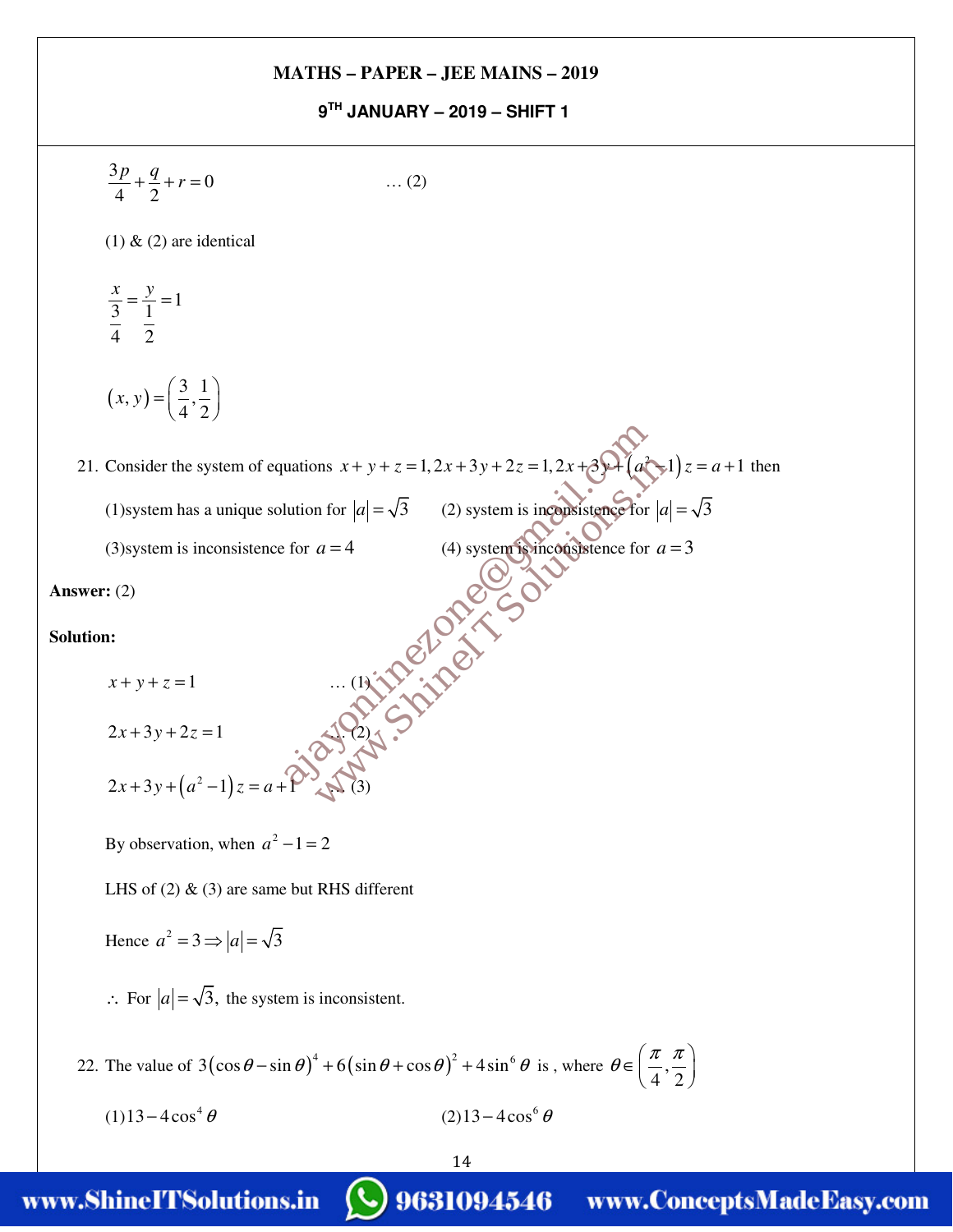$$\frac{3p}{4}+\frac{q}{2}+r=0 \qquad \ldots (2)$$

(1) & (2) are identical

$$\frac{x}{\frac{3}{4}}=\frac{y}{\frac{1}{2}}=1$$

$$(x,y)=\left(\frac{3}{4},\frac{1}{2}\right)$$

21. Consider the system of equations $x+y+z=1, 2x+3y+2z=1, 2x+3y+\left(a^2-1\right)z=a+1$ then

(1) system has a unique solution for $|a|=\sqrt{3}$

(2) system is inconsistence for $|a|=\sqrt{3}$

(3) system is inconsistence for $a=4$

(4) system is inconsistence for $a=3$

**Answer:** (2)

**Solution:**

$$x+y+z=1 \qquad \ldots (1)$$

$$2x+3y+2z=1 \qquad \ldots (2)$$

$$2x+3y+\left(a^2-1\right)z=a+1 \qquad \ldots (3)$$

By observation, when $a^2-1=2$

LHS of (2) & (3) are same but RHS different

Hence $a^2=3 \Rightarrow |a|=\sqrt{3}$

$\therefore$ For $|a|=\sqrt{3}$, the system is inconsistent.

22. The value of $3(\cos\theta-\sin\theta)^4+6(\sin\theta+\cos\theta)^2+4\sin^6\theta$ is, where $\theta\in\left(\frac{\pi}{4},\frac{\pi}{2}\right)$

(1) $13-4\cos^4\theta$

(2) $13-4\cos^6\theta$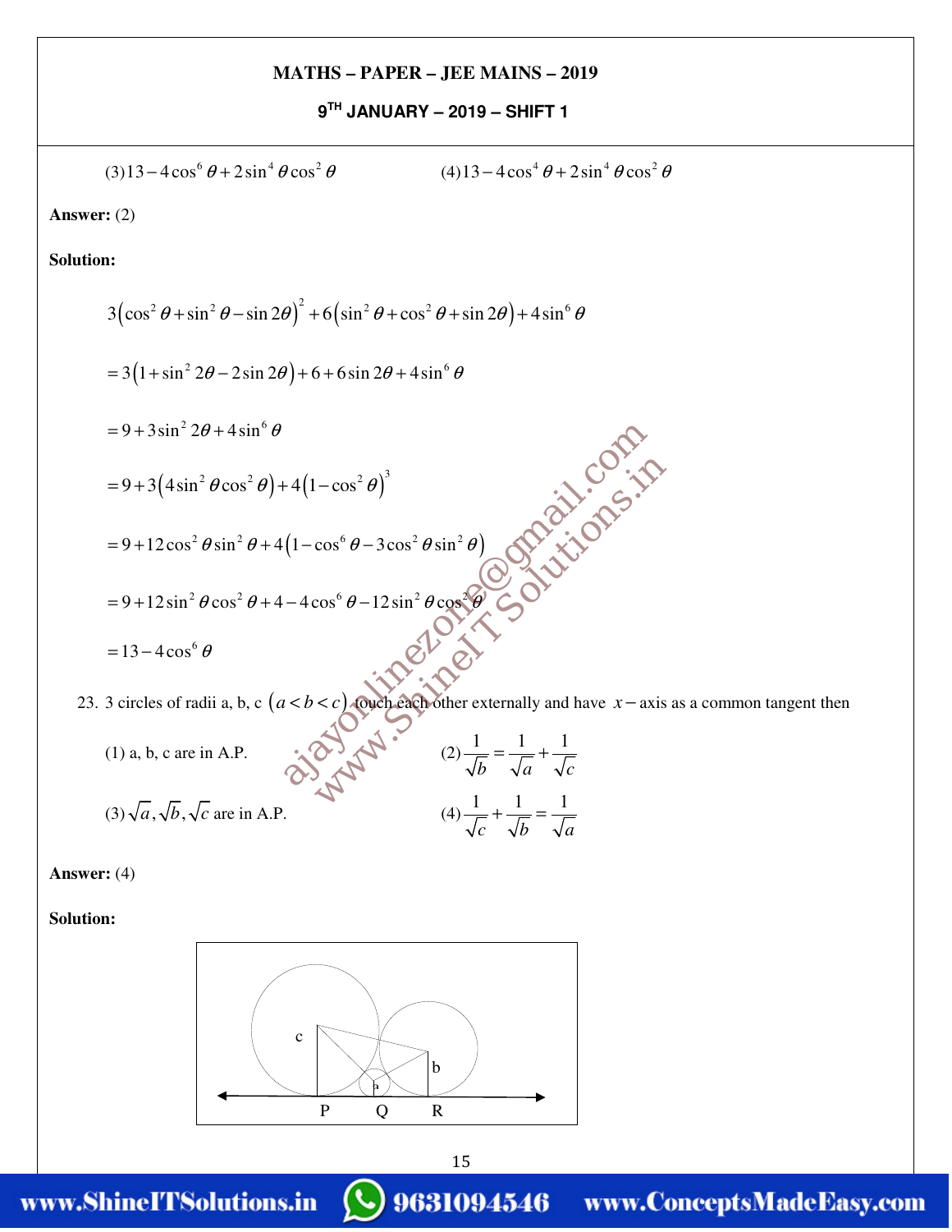(3) $13-4\cos^6\theta+2\sin^4\theta\cos^2\theta$ (4) $13-4\cos^4\theta+2\sin^4\theta\cos^2\theta$

**Answer:** (2)

**Solution:**

$$3\left(\cos^2\theta+\sin^2\theta-\sin 2\theta\right)^2+6\left(\sin^2\theta+\cos^2\theta+\sin 2\theta\right)+4\sin^6\theta$$

$$=3\left(1+\sin^2 2\theta-2\sin 2\theta\right)+6+6\sin 2\theta+4\sin^6\theta$$

$$=9+3\sin^2 2\theta+4\sin^6\theta$$

$$=9+3\left(4\sin^2\theta\cos^2\theta\right)+4\left(1-\cos^2\theta\right)^3$$

$$=9+12\cos^2\theta\sin^2\theta+4\left(1-\cos^6\theta-3\cos^2\theta\sin^2\theta\right)$$

$$=9+12\sin^2\theta\cos^2\theta+4-4\cos^6\theta-12\sin^2\theta\cos^2\theta$$

$$=13-4\cos^6\theta$$

23. 3 circles of radii a, b, c $(a<b<c)$ touch each other externally and have $x-$axis as a common tangent then

(1) a, b, c are in A.P. (2) $\frac{1}{\sqrt{b}}=\frac{1}{\sqrt{a}}+\frac{1}{\sqrt{c}}$

(3) $\sqrt{a},\sqrt{b},\sqrt{c}$ are in A.P. (4) $\frac{1}{\sqrt{c}}+\frac{1}{\sqrt{b}}=\frac{1}{\sqrt{a}}$

**Answer:** (4)

**Solution:**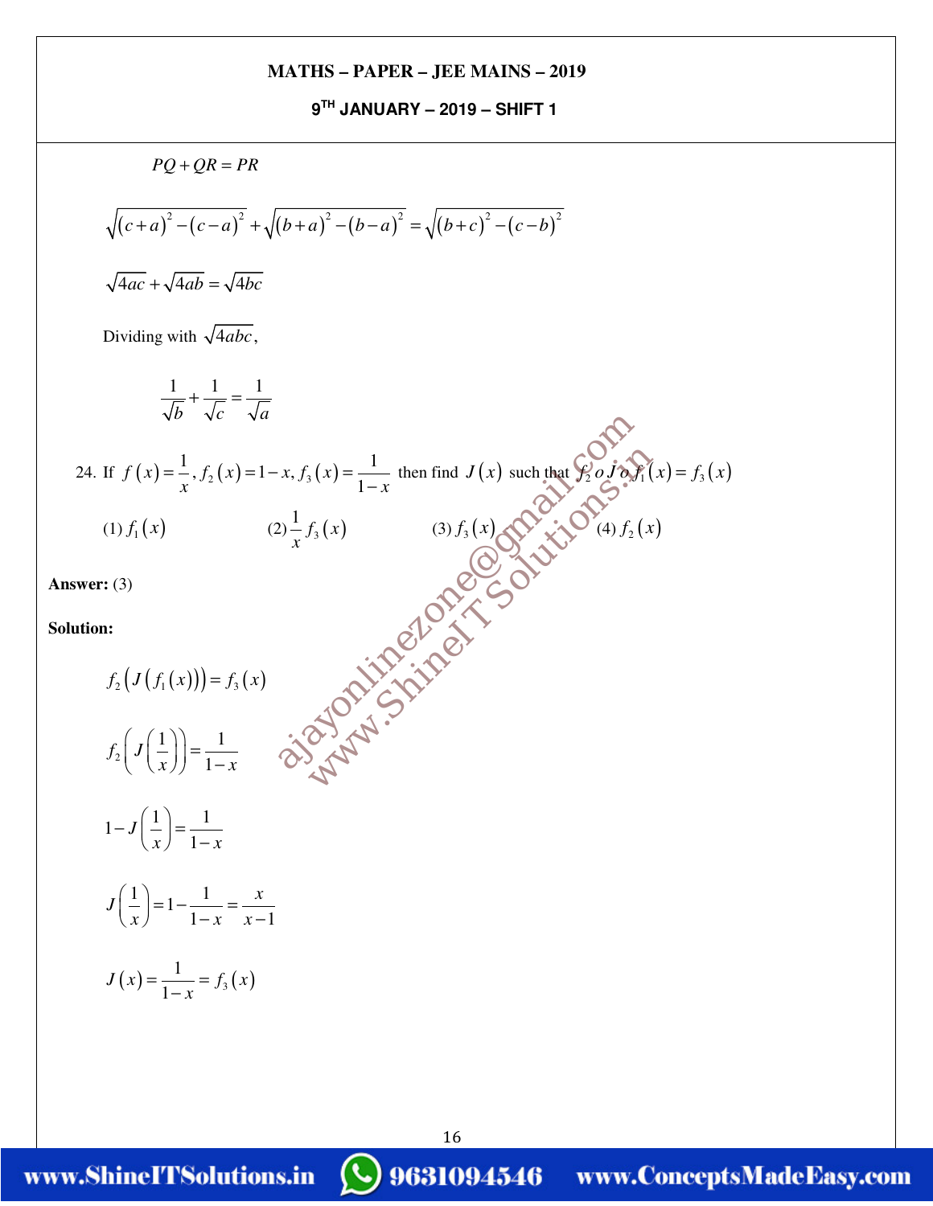$$PQ + QR = PR$$

$$\sqrt{(c+a)^2-(c-a)^2}+\sqrt{(b+a)^2-(b-a)^2}=\sqrt{(b+c)^2-(c-b)^2}$$

$$\sqrt{4ac}+\sqrt{4ab}=\sqrt{4bc}$$

Dividing with $\sqrt{4abc}$,

$$\frac{1}{\sqrt{b}}+\frac{1}{\sqrt{c}}=\frac{1}{\sqrt{a}}$$

24. If $f(x)=\frac{1}{x}, f_2(x)=1-x, f_3(x)=\frac{1}{1-x}$ then find $J(x)$ such that $f_2 \, o \, J \, o \, f_1(x)=f_3(x)$

(1) $f_1(x)$ (2) $\frac{1}{x}f_3(x)$ (3) $f_3(x)$ (4) $f_2(x)$

**Answer:** (3)

**Solution:**

$$f_2\left(J\left(f_1(x)\right)\right)=f_3(x)$$

$$f_2\left(J\left(\frac{1}{x}\right)\right)=\frac{1}{1-x}$$

$$1-J\left(\frac{1}{x}\right)=\frac{1}{1-x}$$

$$J\left(\frac{1}{x}\right)=1-\frac{1}{1-x}=\frac{x}{x-1}$$

$$J(x)=\frac{1}{1-x}=f_3(x)$$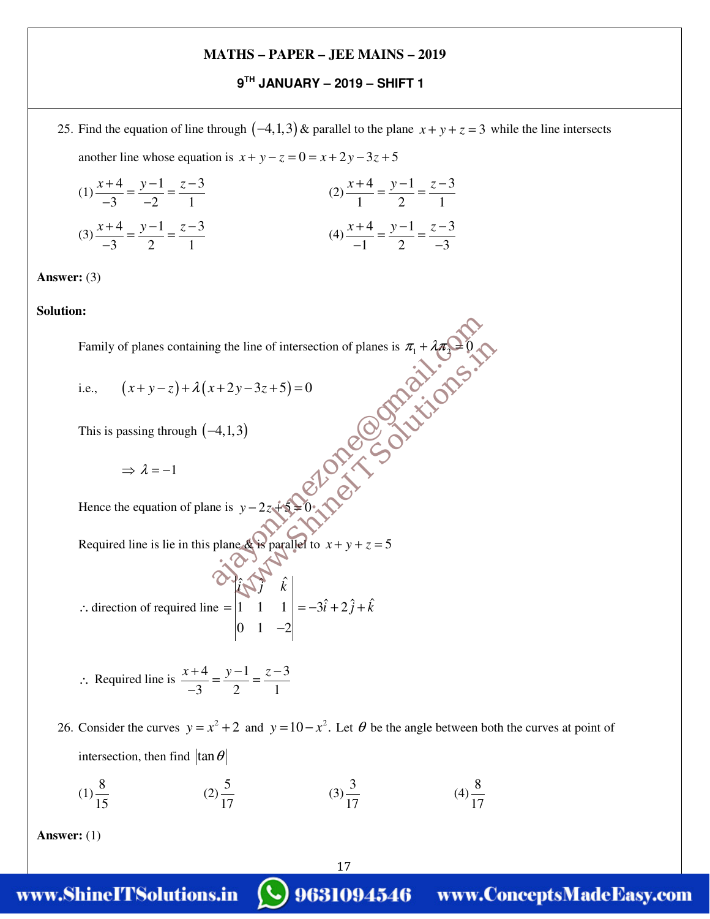25. Find the equation of line through $(-4,1,3)$ & parallel to the plane $x+y+z=3$ while the line intersects another line whose equation is $x+y-z=0=x+2y-3z+5$

(1) $\frac{x+4}{-3}=\frac{y-1}{-2}=\frac{z-3}{1}$

(2) $\frac{x+4}{1}=\frac{y-1}{2}=\frac{z-3}{1}$

(3) $\frac{x+4}{-3}=\frac{y-1}{2}=\frac{z-3}{1}$

(4) $\frac{x+4}{-1}=\frac{y-1}{2}=\frac{z-3}{-3}$

**Answer:** (3)

**Solution:**

Family of planes containing the line of intersection of planes is $\pi_1+\lambda\pi_2=0$

i.e., $(x+y-z)+\lambda(x+2y-3z+5)=0$

This is passing through $(-4,1,3)$

$\Rightarrow \lambda=-1$

Hence the equation of plane is $y-2z+5=0$

Required line is lie in this plane & is parallel to $x+y+z=5$

$$\therefore \text{ direction of required line } = \begin{vmatrix} \hat{i} & \hat{j} & \hat{k} \\ 1 & 1 & 1 \\ 0 & 1 & -2 \end{vmatrix} = -3\hat{i}+2\hat{j}+\hat{k}$$

$\therefore$ Required line is $\frac{x+4}{-3}=\frac{y-1}{2}=\frac{z-3}{1}$

26. Consider the curves $y=x^2+2$ and $y=10-x^2$. Let $\theta$ be the angle between both the curves at point of intersection, then find $|\tan\theta|$

(1) $\frac{8}{15}$ (2) $\frac{5}{17}$ (3) $\frac{3}{17}$ (4) $\frac{8}{17}$

**Answer:** (1)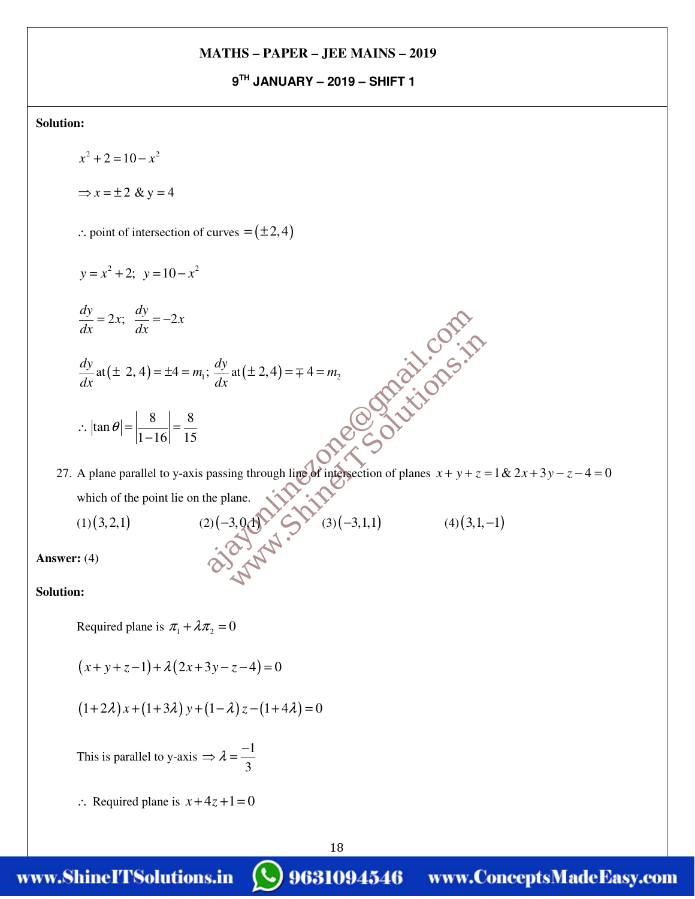**Solution:**

$$x^2 + 2 = 10 - x^2$$

$$\Rightarrow x = \pm 2 \text{ \& } y = 4$$

$\therefore$ point of intersection of curves $= (\pm 2, 4)$

$$y = x^2 + 2; \;\; y = 10 - x^2$$

$$\frac{dy}{dx} = 2x; \;\; \frac{dy}{dx} = -2x$$

$$\frac{dy}{dx} \text{ at } (\pm\, 2, 4) = \pm 4 = m_1; \; \frac{dy}{dx} \text{ at } (\pm\, 2, 4) = \mp\, 4 = m_2$$

$$\therefore |\tan\theta| = \left|\frac{8}{1-16}\right| = \frac{8}{15}$$

27. A plane parallel to y-axis passing through line of intersection of planes $x + y + z = 1$ & $2x + 3y - z - 4 = 0$ which of the point lie on the plane.

(1) $(3, 2, 1)$ (2) $(-3, 0, 1)$ (3) $(-3, 1, 1)$ (4) $(3, 1, -1)$

**Answer:** (4)

**Solution:**

Required plane is $\pi_1 + \lambda\pi_2 = 0$

$$(x + y + z - 1) + \lambda(2x + 3y - z - 4) = 0$$

$$(1 + 2\lambda)x + (1 + 3\lambda)y + (1 - \lambda)z - (1 + 4\lambda) = 0$$

This is parallel to y-axis $\Rightarrow \lambda = \dfrac{-1}{3}$

$\therefore$ Required plane is $x + 4z + 1 = 0$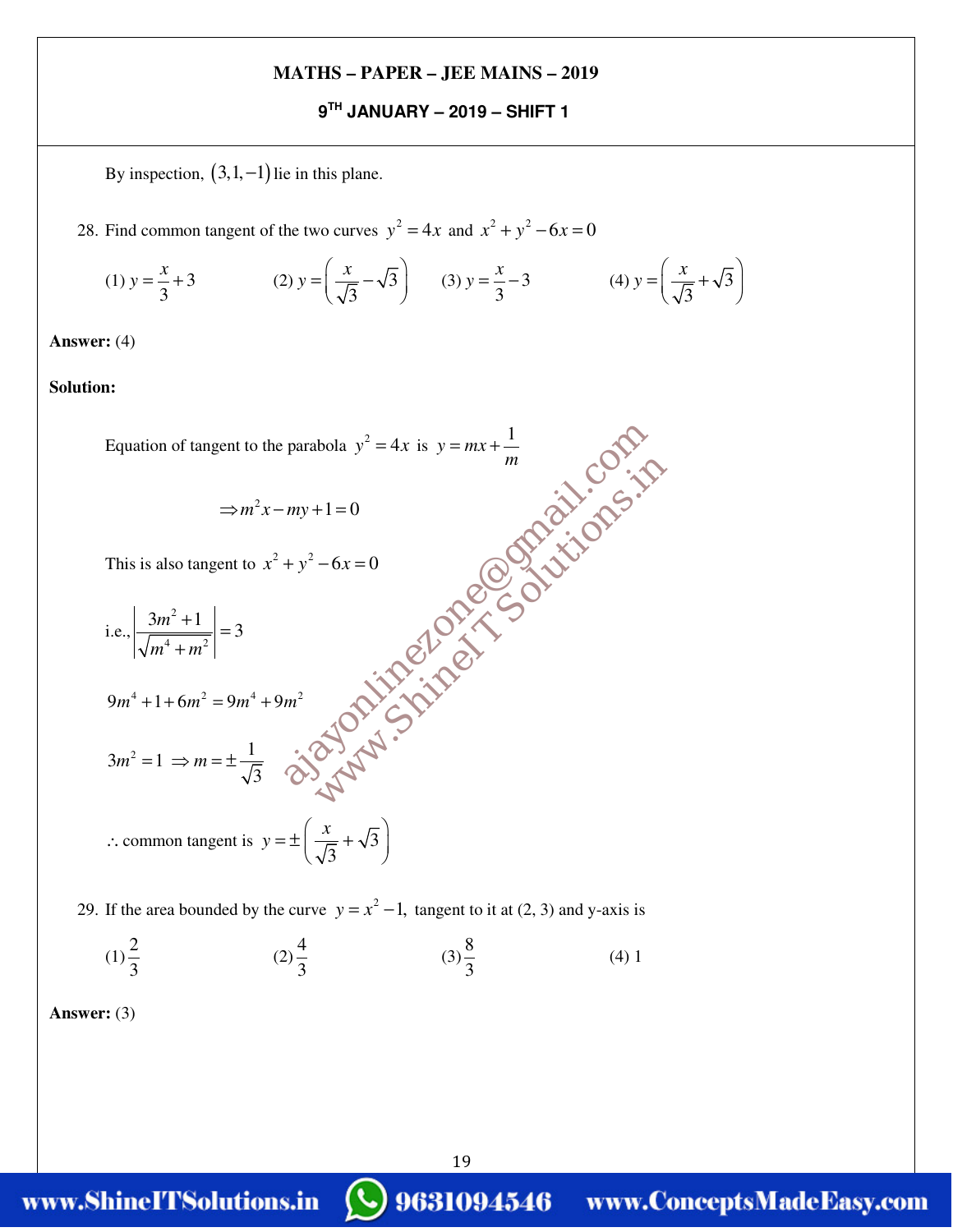By inspection, $(3,1,-1)$ lie in this plane.

28. Find common tangent of the two curves $y^2 = 4x$ and $x^2 + y^2 - 6x = 0$

(1) $y = \frac{x}{3} + 3$ (2) $y = \left(\frac{x}{\sqrt{3}} - \sqrt{3}\right)$ (3) $y = \frac{x}{3} - 3$ (4) $y = \left(\frac{x}{\sqrt{3}} + \sqrt{3}\right)$

**Answer:** (4)

**Solution:**

Equation of tangent to the parabola $y^2 = 4x$ is $y = mx + \frac{1}{m}$

$$\Rightarrow m^2 x - my + 1 = 0$$

This is also tangent to $x^2 + y^2 - 6x = 0$

i.e., $\left|\frac{3m^2 + 1}{\sqrt{m^4 + m^2}}\right| = 3$

$9m^4 + 1 + 6m^2 = 9m^4 + 9m^2$

$3m^2 = 1 \Rightarrow m = \pm\frac{1}{\sqrt{3}}$

$\therefore$ common tangent is $y = \pm\left(\frac{x}{\sqrt{3}} + \sqrt{3}\right)$

29. If the area bounded by the curve $y = x^2 - 1,$ tangent to it at (2, 3) and y-axis is

(1) $\frac{2}{3}$ (2) $\frac{4}{3}$ (3) $\frac{8}{3}$ (4) 1

**Answer:** (3)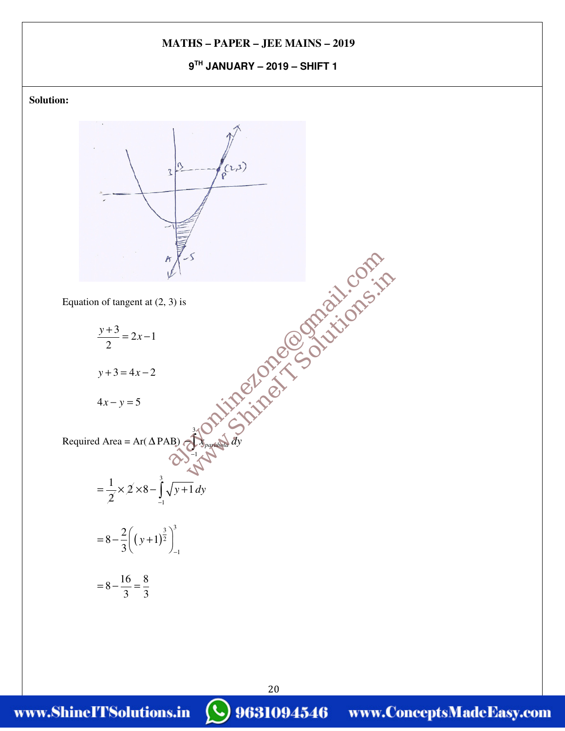**Solution:**

3
B
(2,3)
P
-1
A
-5

Equation of tangent at (2, 3) is

$$\frac{y+3}{2} = 2x - 1$$

$$y + 3 = 4x - 2$$

$$4x - y = 5$$

Required Area = Ar( $\Delta$ PAB) $- \int_{-1}^{3} x_{parabola}\, dy$

$$= \frac{1}{2} \times 2 \times 8 - \int_{-1}^{3} \sqrt{y+1}\, dy$$

$$= 8 - \frac{2}{3}\left( (y+1)^{\frac{3}{2}} \right)_{-1}^{3}$$

$$= 8 - \frac{16}{3} = \frac{8}{3}$$